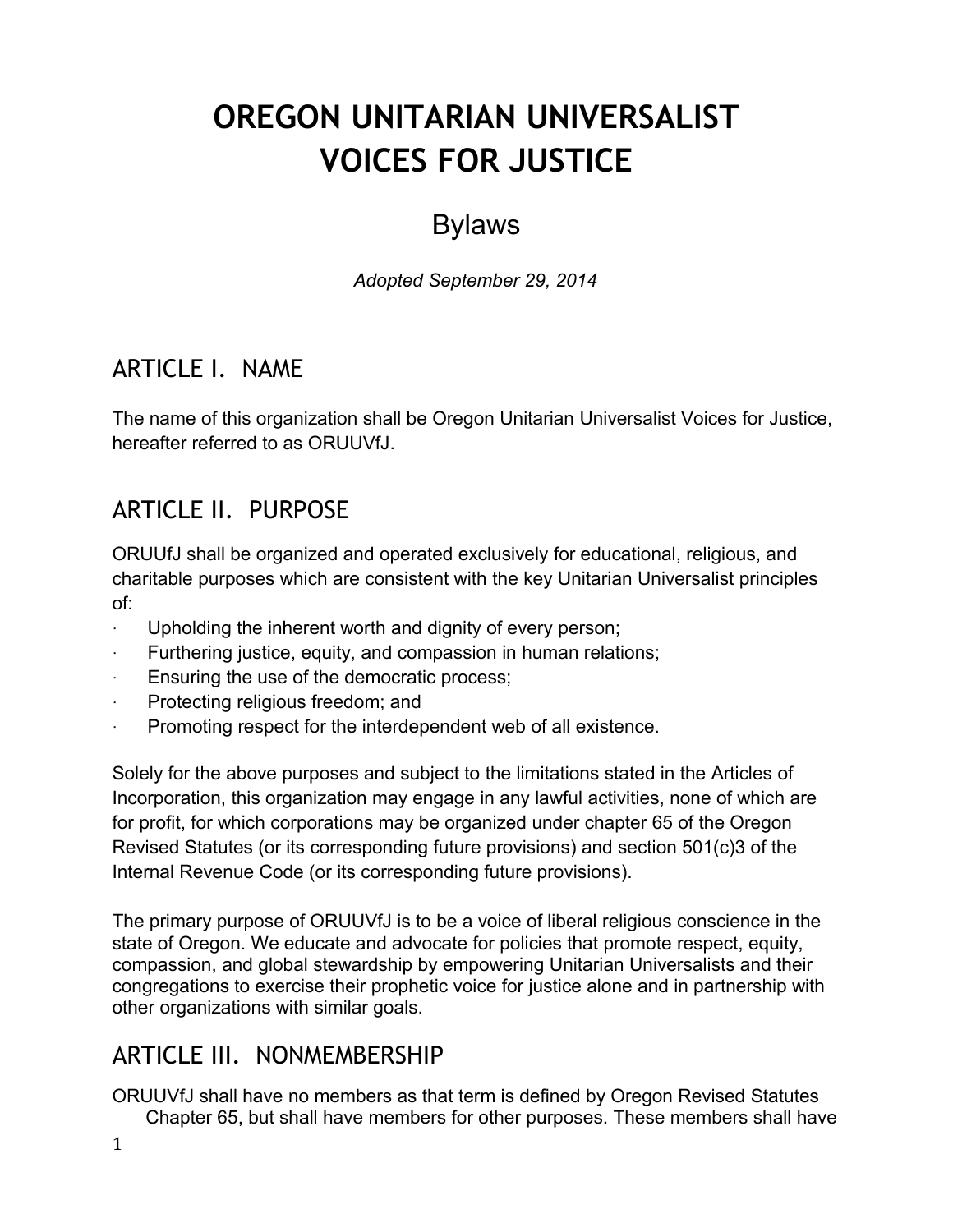# OREGON UNITARIAN UNIVERSALIST VOICES FOR JUSTICE

## Bylaws

*Adopted September 29, 2014*

## ARTICLE I. NAME

The name of this organization shall be Oregon Unitarian Universalist Voices for Justice, hereafter referred to as ORUUVfJ.

## ARTICLE II. PURPOSE

ORUUfJ shall be organized and operated exclusively for educational, religious, and charitable purposes which are consistent with the key Unitarian Universalist principles of:

- Upholding the inherent worth and dignity of every person;
- Furthering justice, equity, and compassion in human relations;
- Ensuring the use of the democratic process;
- Protecting religious freedom; and
- Promoting respect for the interdependent web of all existence.

Solely for the above purposes and subject to the limitations stated in the Articles of Incorporation, this organization may engage in any lawful activities, none of which are for profit, for which corporations may be organized under chapter 65 of the Oregon Revised Statutes (or its corresponding future provisions) and section 501(c)3 of the Internal Revenue Code (or its corresponding future provisions).

The primary purpose of ORUUVfJ is to be a voice of liberal religious conscience in the state of Oregon. We educate and advocate for policies that promote respect, equity, compassion, and global stewardship by empowering Unitarian Universalists and their congregations to exercise their prophetic voice for justice alone and in partnership with other organizations with similar goals.

## ARTICLE III. NONMEMBERSHIP

ORUUVfJ shall have no members as that term is defined by Oregon Revised Statutes Chapter 65, but shall have members for other purposes. These members shall have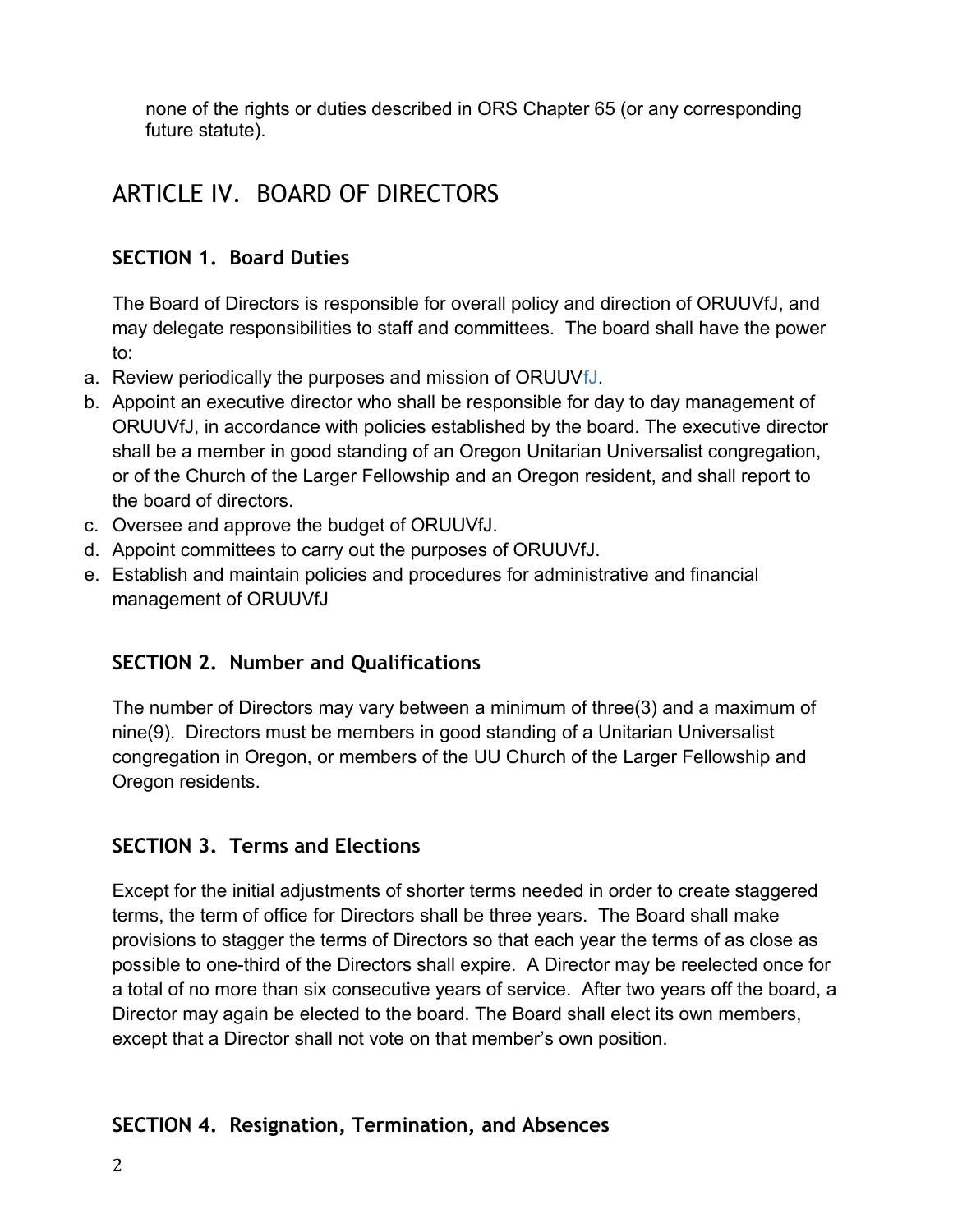none of the rights or duties described in ORS Chapter 65 (or any corresponding future statute).

# ARTICLE IV. BOARD OF DIRECTORS

## SECTION 1. Board Duties

The Board of Directors is responsible for overall policy and direction of ORUUVfJ, and may delegate responsibilities to staff and committees. The board shall have the power to:

a. Review periodically the purposes and mission of ORUUVfJ.
b. Appoint an executive director who shall be responsible for day to day management of ORUUVfJ, in accordance with policies established by the board. The executive director shall be a member in good standing of an Oregon Unitarian Universalist congregation, or of the Church of the Larger Fellowship and an Oregon resident, and shall report to the board of directors.
c. Oversee and approve the budget of ORUUVfJ.
d. Appoint committees to carry out the purposes of ORUUVfJ.
e. Establish and maintain policies and procedures for administrative and financial management of ORUUVfJ

## SECTION 2. Number and Qualifications

The number of Directors may vary between a minimum of three(3) and a maximum of nine(9). Directors must be members in good standing of a Unitarian Universalist congregation in Oregon, or members of the UU Church of the Larger Fellowship and Oregon residents.

## SECTION 3. Terms and Elections

Except for the initial adjustments of shorter terms needed in order to create staggered terms, the term of office for Directors shall be three years. The Board shall make provisions to stagger the terms of Directors so that each year the terms of as close as possible to one-third of the Directors shall expire. A Director may be reelected once for a total of no more than six consecutive years of service. After two years off the board, a Director may again be elected to the board. The Board shall elect its own members, except that a Director shall not vote on that member's own position.

## SECTION 4. Resignation, Termination, and Absences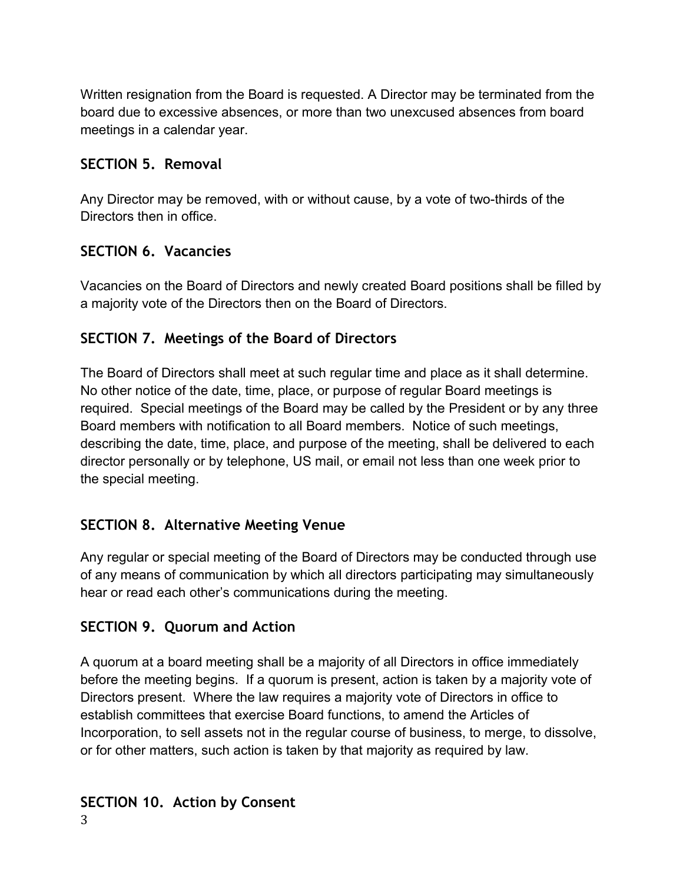Written resignation from the Board is requested. A Director may be terminated from the board due to excessive absences, or more than two unexcused absences from board meetings in a calendar year.

### SECTION 5. Removal

Any Director may be removed, with or without cause, by a vote of two-thirds of the Directors then in office.

### SECTION 6. Vacancies

Vacancies on the Board of Directors and newly created Board positions shall be filled by a majority vote of the Directors then on the Board of Directors.

### SECTION 7. Meetings of the Board of Directors

The Board of Directors shall meet at such regular time and place as it shall determine. No other notice of the date, time, place, or purpose of regular Board meetings is required. Special meetings of the Board may be called by the President or by any three Board members with notification to all Board members. Notice of such meetings, describing the date, time, place, and purpose of the meeting, shall be delivered to each director personally or by telephone, US mail, or email not less than one week prior to the special meeting.

### SECTION 8. Alternative Meeting Venue

Any regular or special meeting of the Board of Directors may be conducted through use of any means of communication by which all directors participating may simultaneously hear or read each other's communications during the meeting.

### SECTION 9. Quorum and Action

A quorum at a board meeting shall be a majority of all Directors in office immediately before the meeting begins. If a quorum is present, action is taken by a majority vote of Directors present. Where the law requires a majority vote of Directors in office to establish committees that exercise Board functions, to amend the Articles of Incorporation, to sell assets not in the regular course of business, to merge, to dissolve, or for other matters, such action is taken by that majority as required by law.

### SECTION 10. Action by Consent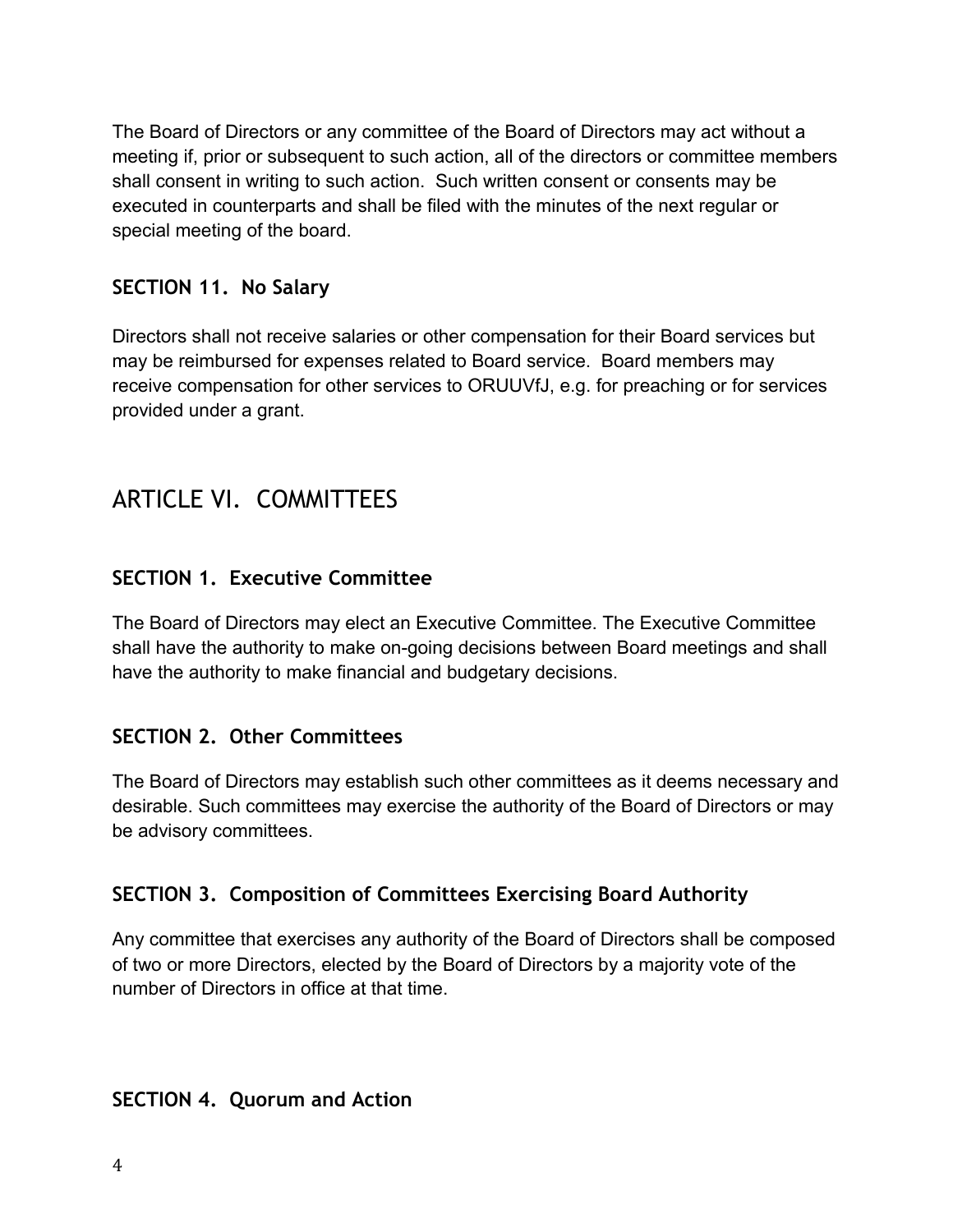The Board of Directors or any committee of the Board of Directors may act without a meeting if, prior or subsequent to such action, all of the directors or committee members shall consent in writing to such action. Such written consent or consents may be executed in counterparts and shall be filed with the minutes of the next regular or special meeting of the board.

### SECTION 11. No Salary

Directors shall not receive salaries or other compensation for their Board services but may be reimbursed for expenses related to Board service. Board members may receive compensation for other services to ORUUVfJ, e.g. for preaching or for services provided under a grant.

## ARTICLE VI. COMMITTEES

### SECTION 1. Executive Committee

The Board of Directors may elect an Executive Committee. The Executive Committee shall have the authority to make on-going decisions between Board meetings and shall have the authority to make financial and budgetary decisions.

### SECTION 2. Other Committees

The Board of Directors may establish such other committees as it deems necessary and desirable. Such committees may exercise the authority of the Board of Directors or may be advisory committees.

### SECTION 3. Composition of Committees Exercising Board Authority

Any committee that exercises any authority of the Board of Directors shall be composed of two or more Directors, elected by the Board of Directors by a majority vote of the number of Directors in office at that time.

### SECTION 4. Quorum and Action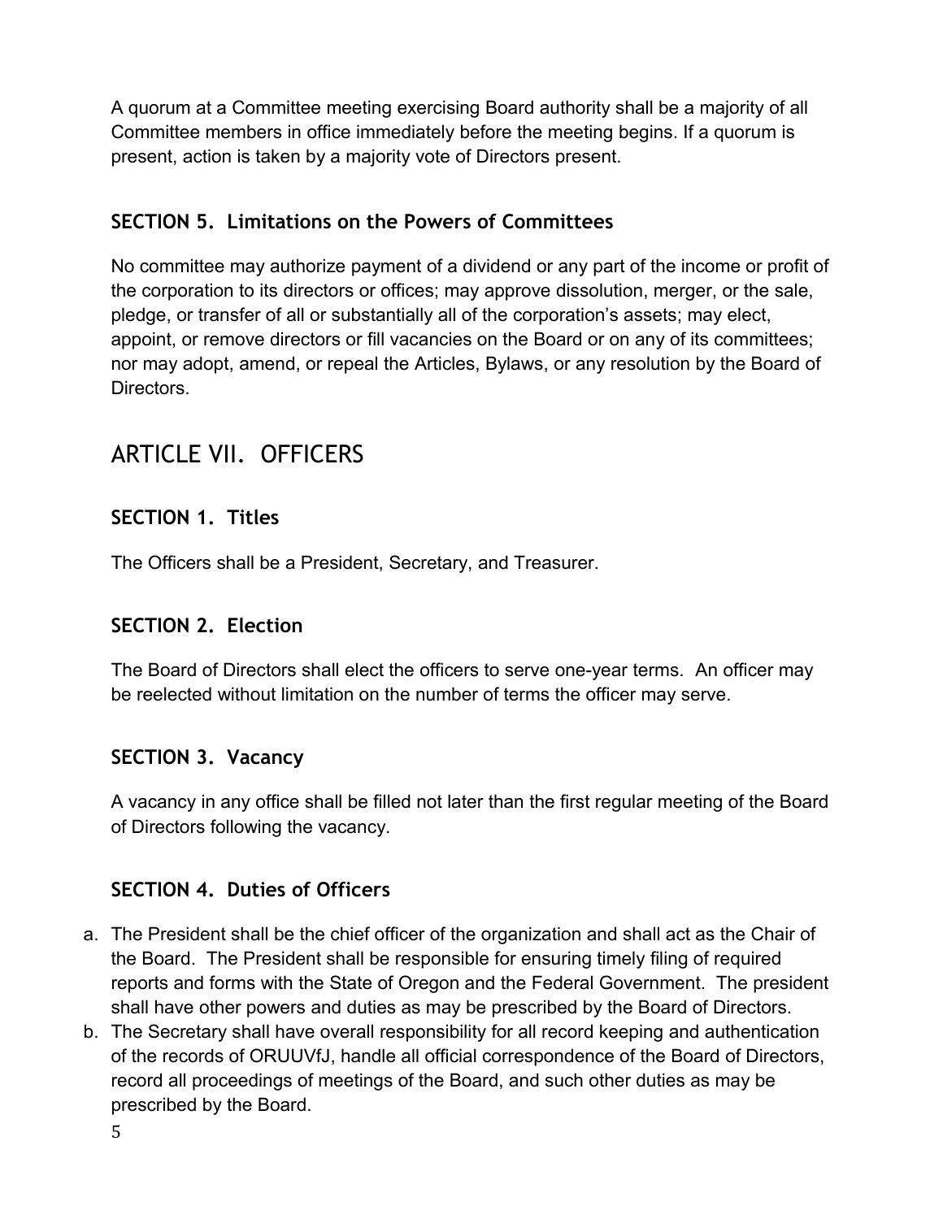A quorum at a Committee meeting exercising Board authority shall be a majority of all Committee members in office immediately before the meeting begins. If a quorum is present, action is taken by a majority vote of Directors present.

### SECTION 5. Limitations on the Powers of Committees

No committee may authorize payment of a dividend or any part of the income or profit of the corporation to its directors or offices; may approve dissolution, merger, or the sale, pledge, or transfer of all or substantially all of the corporation's assets; may elect, appoint, or remove directors or fill vacancies on the Board or on any of its committees; nor may adopt, amend, or repeal the Articles, Bylaws, or any resolution by the Board of Directors.

## ARTICLE VII. OFFICERS

### SECTION 1. Titles

The Officers shall be a President, Secretary, and Treasurer.

### SECTION 2. Election

The Board of Directors shall elect the officers to serve one-year terms. An officer may be reelected without limitation on the number of terms the officer may serve.

### SECTION 3. Vacancy

A vacancy in any office shall be filled not later than the first regular meeting of the Board of Directors following the vacancy.

### SECTION 4. Duties of Officers

a. The President shall be the chief officer of the organization and shall act as the Chair of the Board. The President shall be responsible for ensuring timely filing of required reports and forms with the State of Oregon and the Federal Government. The president shall have other powers and duties as may be prescribed by the Board of Directors.
b. The Secretary shall have overall responsibility for all record keeping and authentication of the records of ORUUVfJ, handle all official correspondence of the Board of Directors, record all proceedings of meetings of the Board, and such other duties as may be prescribed by the Board.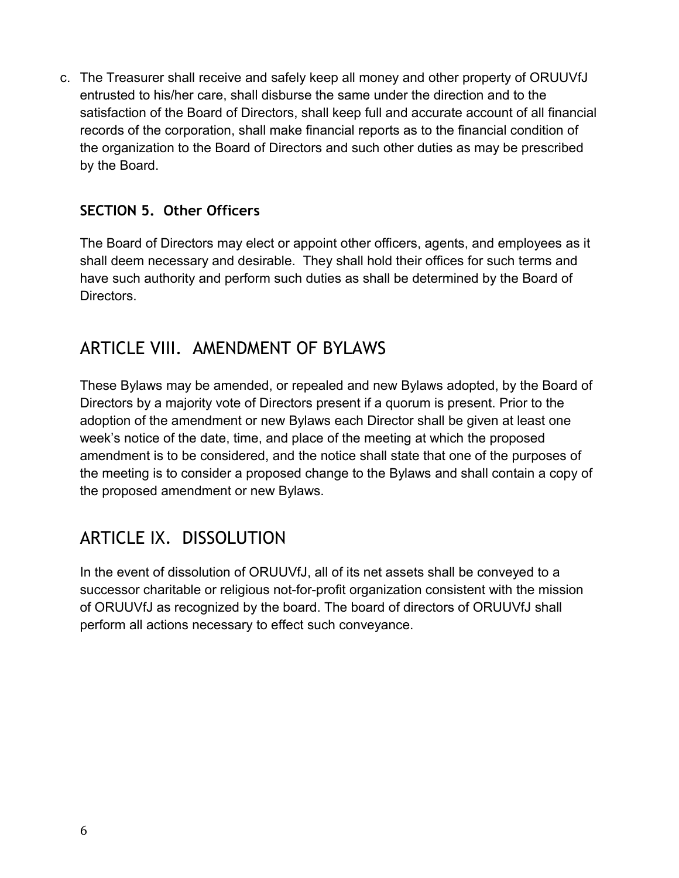c. The Treasurer shall receive and safely keep all money and other property of ORUUVfJ entrusted to his/her care, shall disburse the same under the direction and to the satisfaction of the Board of Directors, shall keep full and accurate account of all financial records of the corporation, shall make financial reports as to the financial condition of the organization to the Board of Directors and such other duties as may be prescribed by the Board.

### SECTION 5. Other Officers

The Board of Directors may elect or appoint other officers, agents, and employees as it shall deem necessary and desirable. They shall hold their offices for such terms and have such authority and perform such duties as shall be determined by the Board of Directors.

## ARTICLE VIII. AMENDMENT OF BYLAWS

These Bylaws may be amended, or repealed and new Bylaws adopted, by the Board of Directors by a majority vote of Directors present if a quorum is present. Prior to the adoption of the amendment or new Bylaws each Director shall be given at least one week's notice of the date, time, and place of the meeting at which the proposed amendment is to be considered, and the notice shall state that one of the purposes of the meeting is to consider a proposed change to the Bylaws and shall contain a copy of the proposed amendment or new Bylaws.

## ARTICLE IX. DISSOLUTION

In the event of dissolution of ORUUVfJ, all of its net assets shall be conveyed to a successor charitable or religious not-for-profit organization consistent with the mission of ORUUVfJ as recognized by the board. The board of directors of ORUUVfJ shall perform all actions necessary to effect such conveyance.